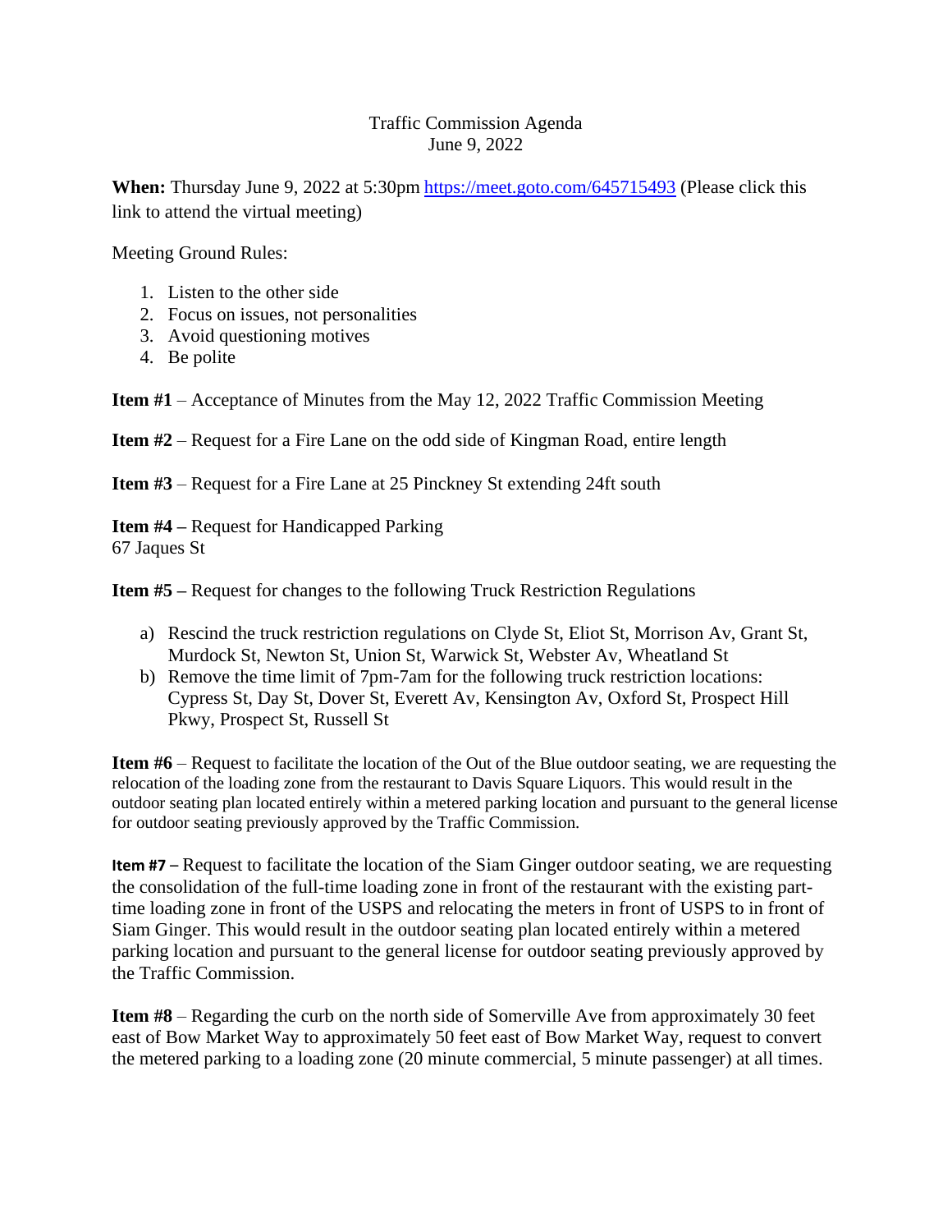Traffic Commission Agenda
June 9, 2022

**When:** Thursday June 9, 2022 at 5:30pm https://meet.goto.com/645715493 (Please click this link to attend the virtual meeting)

Meeting Ground Rules:

1. Listen to the other side
2. Focus on issues, not personalities
3. Avoid questioning motives
4. Be polite

**Item #1** – Acceptance of Minutes from the May 12, 2022 Traffic Commission Meeting

**Item #2** – Request for a Fire Lane on the odd side of Kingman Road, entire length

**Item #3** – Request for a Fire Lane at 25 Pinckney St extending 24ft south

**Item #4 –** Request for Handicapped Parking
67 Jaques St

**Item #5 –** Request for changes to the following Truck Restriction Regulations

a) Rescind the truck restriction regulations on Clyde St, Eliot St, Morrison Av, Grant St, Murdock St, Newton St, Union St, Warwick St, Webster Av, Wheatland St
b) Remove the time limit of 7pm-7am for the following truck restriction locations: Cypress St, Day St, Dover St, Everett Av, Kensington Av, Oxford St, Prospect Hill Pkwy, Prospect St, Russell St

**Item #6** – Request to facilitate the location of the Out of the Blue outdoor seating, we are requesting the relocation of the loading zone from the restaurant to Davis Square Liquors. This would result in the outdoor seating plan located entirely within a metered parking location and pursuant to the general license for outdoor seating previously approved by the Traffic Commission.

**Item #7 –** Request to facilitate the location of the Siam Ginger outdoor seating, we are requesting the consolidation of the full-time loading zone in front of the restaurant with the existing part-time loading zone in front of the USPS and relocating the meters in front of USPS to in front of Siam Ginger. This would result in the outdoor seating plan located entirely within a metered parking location and pursuant to the general license for outdoor seating previously approved by the Traffic Commission.

**Item #8** – Regarding the curb on the north side of Somerville Ave from approximately 30 feet east of Bow Market Way to approximately 50 feet east of Bow Market Way, request to convert the metered parking to a loading zone (20 minute commercial, 5 minute passenger) at all times.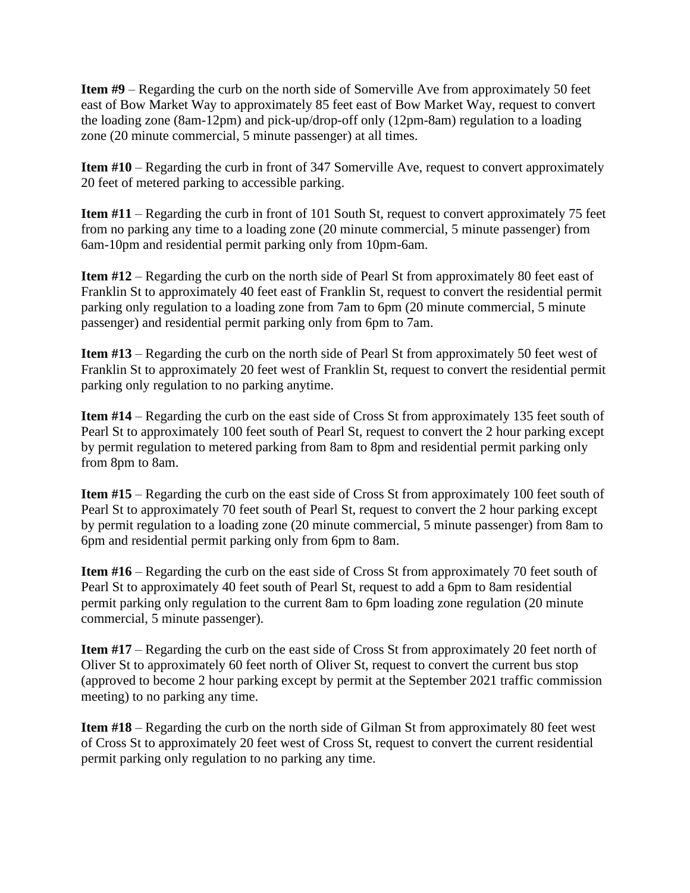**Item #9** – Regarding the curb on the north side of Somerville Ave from approximately 50 feet east of Bow Market Way to approximately 85 feet east of Bow Market Way, request to convert the loading zone (8am-12pm) and pick-up/drop-off only (12pm-8am) regulation to a loading zone (20 minute commercial, 5 minute passenger) at all times.

**Item #10** – Regarding the curb in front of 347 Somerville Ave, request to convert approximately 20 feet of metered parking to accessible parking.

**Item #11** – Regarding the curb in front of 101 South St, request to convert approximately 75 feet from no parking any time to a loading zone (20 minute commercial, 5 minute passenger) from 6am-10pm and residential permit parking only from 10pm-6am.

**Item #12** – Regarding the curb on the north side of Pearl St from approximately 80 feet east of Franklin St to approximately 40 feet east of Franklin St, request to convert the residential permit parking only regulation to a loading zone from 7am to 6pm (20 minute commercial, 5 minute passenger) and residential permit parking only from 6pm to 7am.

**Item #13** – Regarding the curb on the north side of Pearl St from approximately 50 feet west of Franklin St to approximately 20 feet west of Franklin St, request to convert the residential permit parking only regulation to no parking anytime.

**Item #14** – Regarding the curb on the east side of Cross St from approximately 135 feet south of Pearl St to approximately 100 feet south of Pearl St, request to convert the 2 hour parking except by permit regulation to metered parking from 8am to 8pm and residential permit parking only from 8pm to 8am.

**Item #15** – Regarding the curb on the east side of Cross St from approximately 100 feet south of Pearl St to approximately 70 feet south of Pearl St, request to convert the 2 hour parking except by permit regulation to a loading zone (20 minute commercial, 5 minute passenger) from 8am to 6pm and residential permit parking only from 6pm to 8am.

**Item #16** – Regarding the curb on the east side of Cross St from approximately 70 feet south of Pearl St to approximately 40 feet south of Pearl St, request to add a 6pm to 8am residential permit parking only regulation to the current 8am to 6pm loading zone regulation (20 minute commercial, 5 minute passenger).

**Item #17** – Regarding the curb on the east side of Cross St from approximately 20 feet north of Oliver St to approximately 60 feet north of Oliver St, request to convert the current bus stop (approved to become 2 hour parking except by permit at the September 2021 traffic commission meeting) to no parking any time.

**Item #18** – Regarding the curb on the north side of Gilman St from approximately 80 feet west of Cross St to approximately 20 feet west of Cross St, request to convert the current residential permit parking only regulation to no parking any time.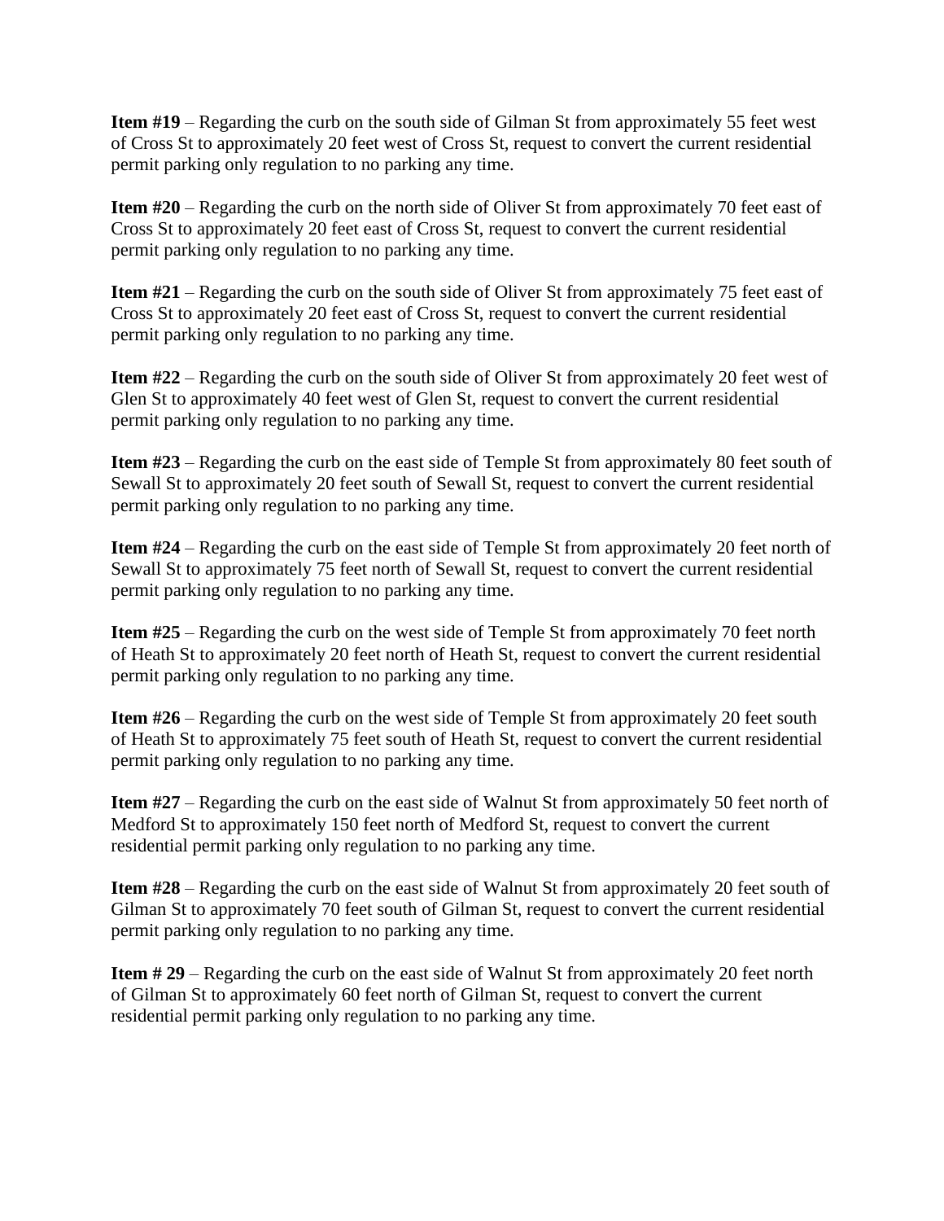**Item #19** – Regarding the curb on the south side of Gilman St from approximately 55 feet west of Cross St to approximately 20 feet west of Cross St, request to convert the current residential permit parking only regulation to no parking any time.

**Item #20** – Regarding the curb on the north side of Oliver St from approximately 70 feet east of Cross St to approximately 20 feet east of Cross St, request to convert the current residential permit parking only regulation to no parking any time.

**Item #21** – Regarding the curb on the south side of Oliver St from approximately 75 feet east of Cross St to approximately 20 feet east of Cross St, request to convert the current residential permit parking only regulation to no parking any time.

**Item #22** – Regarding the curb on the south side of Oliver St from approximately 20 feet west of Glen St to approximately 40 feet west of Glen St, request to convert the current residential permit parking only regulation to no parking any time.

**Item #23** – Regarding the curb on the east side of Temple St from approximately 80 feet south of Sewall St to approximately 20 feet south of Sewall St, request to convert the current residential permit parking only regulation to no parking any time.

**Item #24** – Regarding the curb on the east side of Temple St from approximately 20 feet north of Sewall St to approximately 75 feet north of Sewall St, request to convert the current residential permit parking only regulation to no parking any time.

**Item #25** – Regarding the curb on the west side of Temple St from approximately 70 feet north of Heath St to approximately 20 feet north of Heath St, request to convert the current residential permit parking only regulation to no parking any time.

**Item #26** – Regarding the curb on the west side of Temple St from approximately 20 feet south of Heath St to approximately 75 feet south of Heath St, request to convert the current residential permit parking only regulation to no parking any time.

**Item #27** – Regarding the curb on the east side of Walnut St from approximately 50 feet north of Medford St to approximately 150 feet north of Medford St, request to convert the current residential permit parking only regulation to no parking any time.

**Item #28** – Regarding the curb on the east side of Walnut St from approximately 20 feet south of Gilman St to approximately 70 feet south of Gilman St, request to convert the current residential permit parking only regulation to no parking any time.

**Item # 29** – Regarding the curb on the east side of Walnut St from approximately 20 feet north of Gilman St to approximately 60 feet north of Gilman St, request to convert the current residential permit parking only regulation to no parking any time.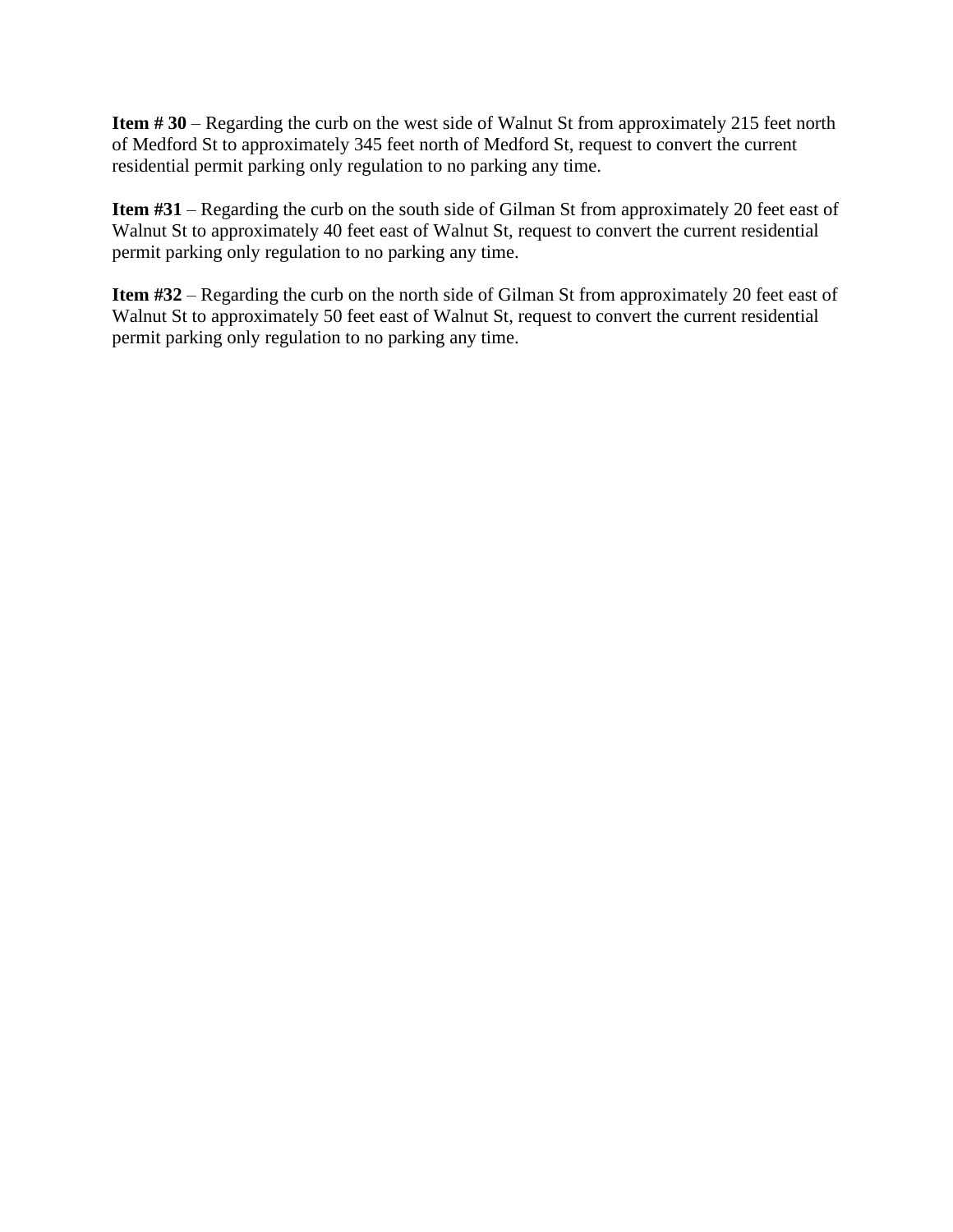**Item # 30** – Regarding the curb on the west side of Walnut St from approximately 215 feet north of Medford St to approximately 345 feet north of Medford St, request to convert the current residential permit parking only regulation to no parking any time.

**Item #31** – Regarding the curb on the south side of Gilman St from approximately 20 feet east of Walnut St to approximately 40 feet east of Walnut St, request to convert the current residential permit parking only regulation to no parking any time.

**Item #32** – Regarding the curb on the north side of Gilman St from approximately 20 feet east of Walnut St to approximately 50 feet east of Walnut St, request to convert the current residential permit parking only regulation to no parking any time.